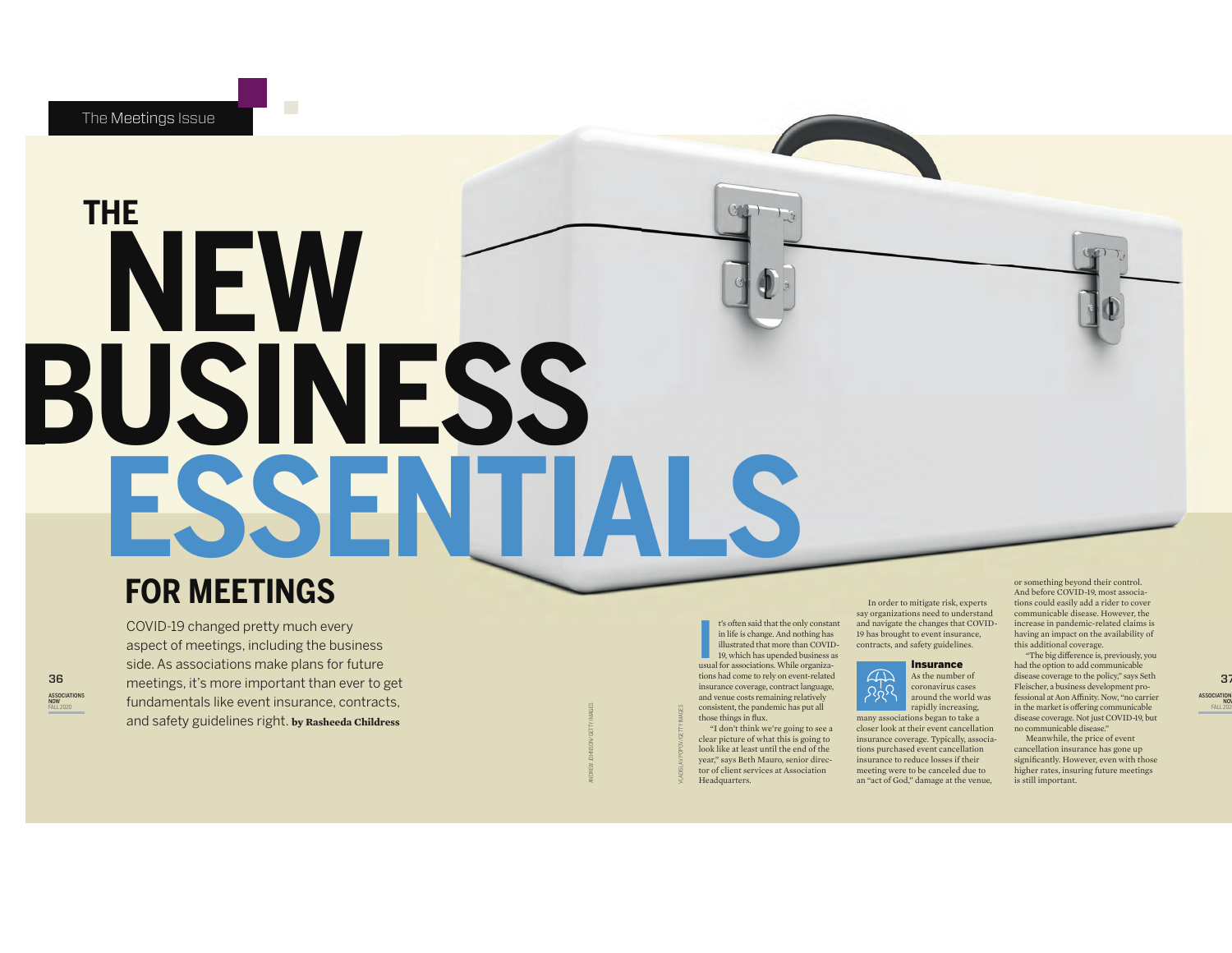The Meetings Issue

# THE NEW BUSINESS ESSENTIALS FOR MEETINGS

COVID-19 changed pretty much every aspect of meetings, including the business side. As associations make plans for future meetings, it's more important than ever to get fundamentals like event insurance, contracts, and safety guidelines right. **by Rasheeda Childress**

It's often said that the only constant in life is change. And nothing has illustrated that more than COVID-19, which has upended business as usual for associations. While organizations had come to rely on event-related insurance coverage, contract language, and venue costs remaining relatively consistent, the pandemic has put all those things in flux.

"I don't think we're going to see a clear picture of what this is going to look like at least until the end of the year," says Beth Mauro, senior director of client services at Association Headquarters.

In order to mitigate risk, experts say organizations need to understand and navigate the changes that COVID-19 has brought to event insurance, contracts, and safety guidelines.

## Insurance

As the number of coronavirus cases around the world was rapidly increasing, many associations began to take a closer look at their event cancellation insurance coverage. Typically, associations purchased event cancellation insurance to reduce losses if their meeting were to be canceled due to an "act of God," damage at the venue, or something beyond their control. And before COVID-19, most associations could easily add a rider to cover communicable disease. However, the increase in pandemic-related claims is having an impact on the availability of this additional coverage.

"The big difference is, previously, you had the option to add communicable disease coverage to the policy," says Seth Fleischer, a business development professional at Aon Affinity. Now, "no carrier in the market is offering communicable disease coverage. Not just COVID-19, but no communicable disease."

Meanwhile, the price of event cancellation insurance has gone up significantly. However, even with those higher rates, insuring future meetings is still important.

ANDREW JOHNSON/GETTY IMAGES

VLADISLAV POPOV/GETTY IMAGES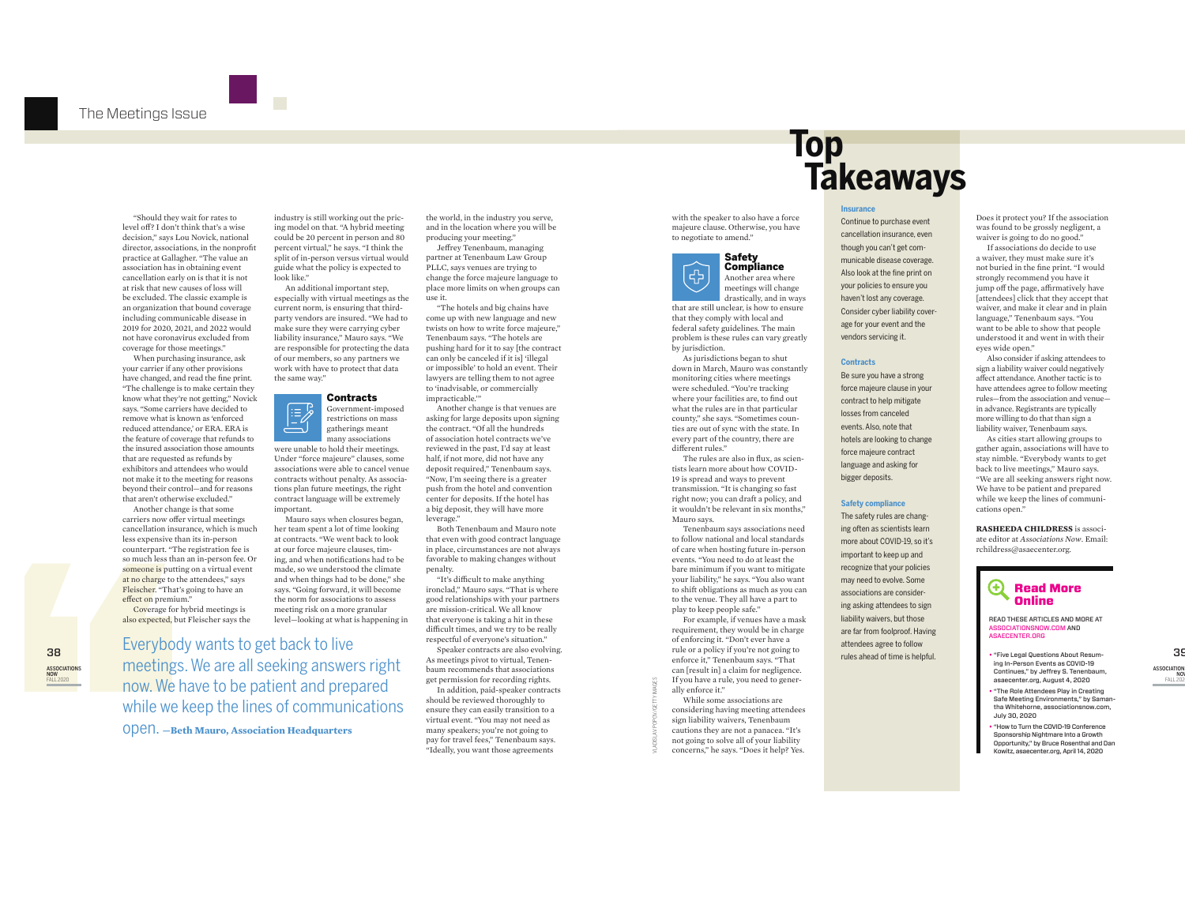"Should they wait for rates to level off? I don't think that's a wise decision," says Lou Novick, national director, associations, in the nonprofit practice at Gallagher. "The value an association has in obtaining event cancellation early on is that it is not at risk that new causes of loss will be excluded. The classic example is an organization that bound coverage including communicable disease in 2019 for 2020, 2021, and 2022 would not have coronavirus excluded from coverage for those meetings."

When purchasing insurance, ask your carrier if any other provisions have changed, and read the fine print. "The challenge is to make certain they know what they're not getting," Novick says. "Some carriers have decided to remove what is known as 'enforced reduced attendance,' or ERA. ERA is the feature of coverage that refunds to the insured association those amounts that are requested as refunds by exhibitors and attendees who would not make it to the meeting for reasons beyond their control—and for reasons that aren't otherwise excluded."

Another change is that some carriers now offer virtual meetings cancellation insurance, which is much less expensive than its in-person counterpart. "The registration fee is so much less than an in-person fee. Or someone is putting on a virtual event at no charge to the attendees," says Fleischer. "That's going to have an effect on premium."

Coverage for hybrid meetings is also expected, but Fleischer says the industry is still working out the pricing model on that. "A hybrid meeting could be 20 percent in person and 80 percent virtual," he says. "I think the split of in-person versus virtual would guide what the policy is expected to look like."

An additional important step, especially with virtual meetings as the current norm, is ensuring that third-party vendors are insured. "We had to make sure they were carrying cyber liability insurance," Mauro says. "We are responsible for protecting the data of our members, so any partners we work with have to protect that data the same way."

### Contracts

Government-imposed restrictions on mass gatherings meant many associations were unable to hold their meetings. Under "force majeure" clauses, some associations were able to cancel venue contracts without penalty. As associations plan future meetings, the right contract language will be extremely important.

Mauro says when closures began, her team spent a lot of time looking at contracts. "We went back to look at our force majeure clauses, timing, and when notifications had to be made, so we understood the climate and when things had to be done," she says. "Going forward, it will become the norm for associations to assess meeting risk on a more granular level—looking at what is happening in the world, in the industry you serve, and in the location where you will be producing your meeting."

Jeffrey Tenenbaum, managing partner at Tenenbaum Law Group PLLC, says venues are trying to change the force majeure language to place more limits on when groups can use it.

"The hotels and big chains have come up with new language and new twists on how to write force majeure," Tenenbaum says. "The hotels are pushing hard for it to say [the contract can only be canceled if it is] 'illegal or impossible' to hold an event. Their lawyers are telling them to not agree to 'inadvisable, or commercially impracticable.'"

Another change is that venues are asking for large deposits upon signing the contract. "Of all the hundreds of association hotel contracts we've reviewed in the past, I'd say at least half, if not more, did not have any deposit required," Tenenbaum says. "Now, I'm seeing there is a greater push from the hotel and convention center for deposits. If the hotel has a big deposit, they will have more leverage."

Both Tenenbaum and Mauro note that even with good contract language in place, circumstances are not always favorable to making changes without penalty.

"It's difficult to make anything ironclad," Mauro says. "That is where good relationships with your partners are mission-critical. We all know that everyone is taking a hit in these difficult times, and we try to be really respectful of everyone's situation."

Speaker contracts are also evolving. As meetings pivot to virtual, Tenenbaum recommends that associations get permission for recording rights.

In addition, paid-speaker contracts should be reviewed thoroughly to ensure they can easily transition to a virtual event. "You may not need as many speakers; you're not going to pay for travel fees," Tenenbaum says. "Ideally, you want those agreements with the speaker to also have a force majeure clause. Otherwise, you have to negotiate to amend."

### Safety Compliance

Another area where meetings will change drastically, and in ways that are still unclear, is how to ensure that they comply with local and federal safety guidelines. The main problem is these rules can vary greatly by jurisdiction.

As jurisdictions began to shut down in March, Mauro was constantly monitoring cities where meetings were scheduled. "You're tracking where your facilities are, to find out what the rules are in that particular county," she says. "Sometimes counties are out of sync with the state. In every part of the country, there are different rules."

The rules are also in flux, as scientists learn more about how COVID-19 is spread and ways to prevent transmission. "It is changing so fast right now; you can draft a policy, and it wouldn't be relevant in six months," Mauro says.

Tenenbaum says associations need to follow national and local standards of care when hosting future in-person events. "You need to do at least the bare minimum if you want to mitigate your liability," he says. "You also want to shift obligations as much as you can to the venue. They all have a part to play to keep people safe."

For example, if venues have a mask requirement, they would be in charge of enforcing it. "Don't ever have a rule or a policy if you're not going to enforce it," Tenenbaum says. "That can [result in] a claim for negligence. If you have a rule, you need to generally enforce it."

While some associations are considering having meeting attendees sign liability waivers, Tenenbaum cautions they are not a panacea. "It's not going to solve all of your liability concerns," he says. "Does it help? Yes. Does it protect you? If the association was found to be grossly negligent, a waiver is going to do no good."

If associations do decide to use a waiver, they must make sure it's not buried in the fine print. "I would strongly recommend you have it jump off the page, affirmatively have [attendees] click that they accept that waiver, and make it clear and in plain language," Tenenbaum says. "You want to be able to show that people understood it and went in with their eyes wide open."

Also consider if asking attendees to sign a liability waiver could negatively affect attendance. Another tactic is to have attendees agree to follow meeting rules—from the association and venue—in advance. Registrants are typically more willing to do that than sign a liability waiver, Tenenbaum says.

As cities start allowing groups to gather again, associations will have to stay nimble. "Everybody wants to get back to live meetings," Mauro says. "We are all seeking answers right now. We have to be patient and prepared while we keep the lines of communications open."

**RASHEEDA CHILDRESS** is associate editor at *Associations Now*. Email: rchildress@asaecenter.org.

> Everybody wants to get back to live meetings. We are all seeking answers right now. We have to be patient and prepared while we keep the lines of communications open. —**Beth Mauro, Association Headquarters**

VLADISLAV POPOV/GETTY IMAGES

## Top Takeaways

**Insurance**

Continue to purchase event cancellation insurance, even though you can't get communicable disease coverage. Also look at the fine print on your policies to ensure you haven't lost any coverage. Consider cyber liability coverage for your event and the vendors servicing it.

**Contracts**

Be sure you have a strong force majeure clause in your contract to help mitigate losses from canceled events. Also, note that hotels are looking to change force majeure contract language and asking for bigger deposits.

**Safety compliance**

The safety rules are changing often as scientists learn more about COVID-19, so it's important to keep up and recognize that your policies may need to evolve. Some associations are considering asking attendees to sign liability waivers, but those are far from foolproof. Having attendees agree to follow rules ahead of time is helpful.

## Read More Online

READ THESE ARTICLES AND MORE AT ASSOCIATIONSNOW.COM AND ASAECENTER.ORG

- "Five Legal Questions About Resuming In-Person Events as COVID-19 Continues," by Jeffrey S. Tenenbaum, asaecenter.org, August 4, 2020
- "The Role Attendees Play in Creating Safe Meeting Environments," by Samantha Whitehorne, associationsnow.com, July 30, 2020
- "How to Turn the COVID-19 Conference Sponsorship Nightmare Into a Growth Opportunity," by Bruce Rosenthal and Dan Kowitz, asaecenter.org, April 14, 2020